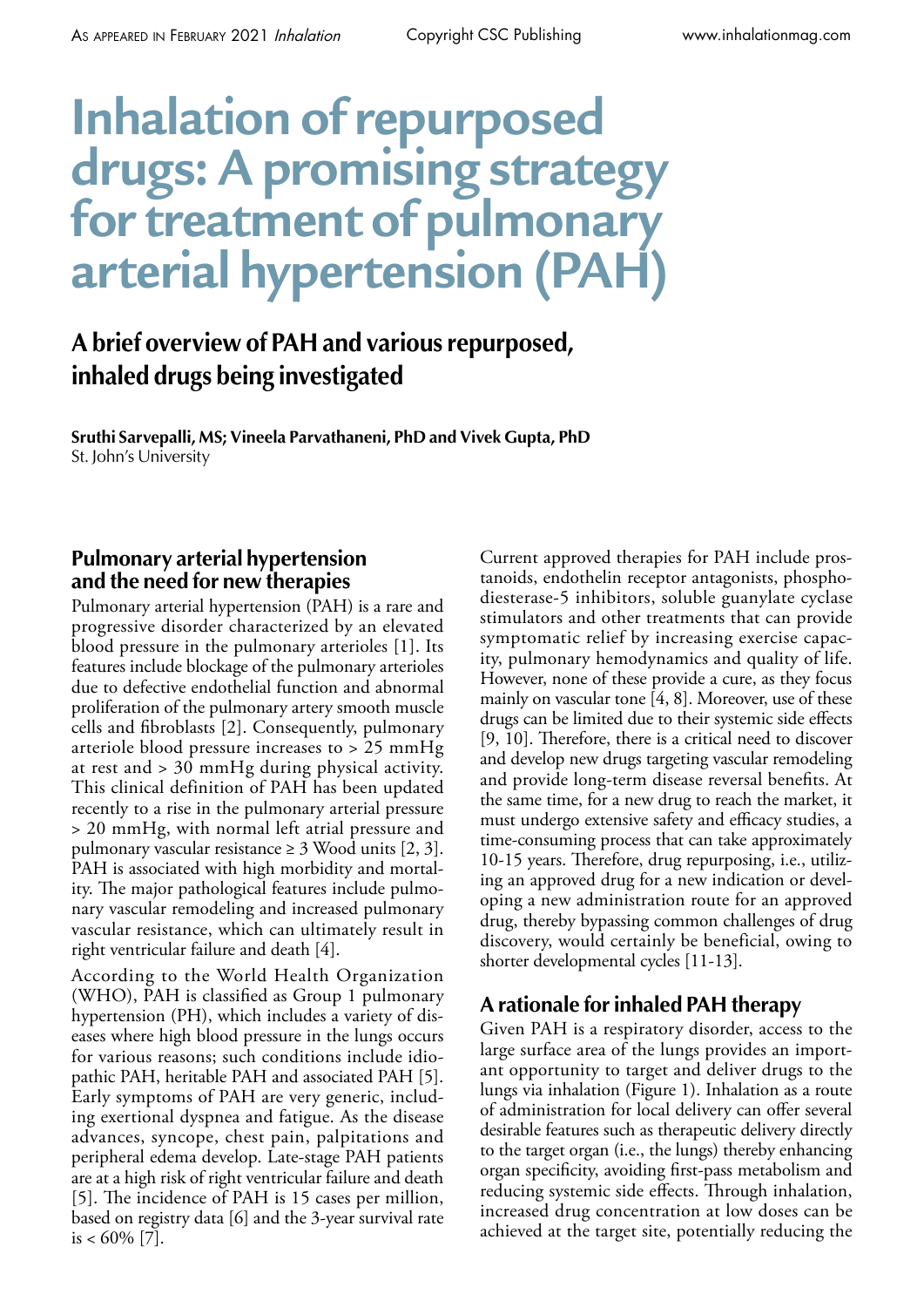# Inhalation of repurposed drugs: A promising strategy for treatment of pulmonary arterial hypertension (PAH)

## A brief overview of PAH and various repurposed, inhaled drugs being investigated

**Sruthi Sarvepalli, MS; Vineela Parvathaneni, PhD and Vivek Gupta, PhD**
St. John's University

### Pulmonary arterial hypertension and the need for new therapies

Pulmonary arterial hypertension (PAH) is a rare and progressive disorder characterized by an elevated blood pressure in the pulmonary arterioles [1]. Its features include blockage of the pulmonary arterioles due to defective endothelial function and abnormal proliferation of the pulmonary artery smooth muscle cells and fibroblasts [2]. Consequently, pulmonary arteriole blood pressure increases to > 25 mmHg at rest and > 30 mmHg during physical activity. This clinical definition of PAH has been updated recently to a rise in the pulmonary arterial pressure > 20 mmHg, with normal left atrial pressure and pulmonary vascular resistance ≥ 3 Wood units [2, 3]. PAH is associated with high morbidity and mortality. The major pathological features include pulmonary vascular remodeling and increased pulmonary vascular resistance, which can ultimately result in right ventricular failure and death [4].

According to the World Health Organization (WHO), PAH is classified as Group 1 pulmonary hypertension (PH), which includes a variety of diseases where high blood pressure in the lungs occurs for various reasons; such conditions include idiopathic PAH, heritable PAH and associated PAH [5]. Early symptoms of PAH are very generic, including exertional dyspnea and fatigue. As the disease advances, syncope, chest pain, palpitations and peripheral edema develop. Late-stage PAH patients are at a high risk of right ventricular failure and death [5]. The incidence of PAH is 15 cases per million, based on registry data [6] and the 3-year survival rate is < 60% [7].

Current approved therapies for PAH include prostanoids, endothelin receptor antagonists, phosphodiesterase-5 inhibitors, soluble guanylate cyclase stimulators and other treatments that can provide symptomatic relief by increasing exercise capacity, pulmonary hemodynamics and quality of life. However, none of these provide a cure, as they focus mainly on vascular tone [4, 8]. Moreover, use of these drugs can be limited due to their systemic side effects [9, 10]. Therefore, there is a critical need to discover and develop new drugs targeting vascular remodeling and provide long-term disease reversal benefits. At the same time, for a new drug to reach the market, it must undergo extensive safety and efficacy studies, a time-consuming process that can take approximately 10-15 years. Therefore, drug repurposing, i.e., utilizing an approved drug for a new indication or developing a new administration route for an approved drug, thereby bypassing common challenges of drug discovery, would certainly be beneficial, owing to shorter developmental cycles [11-13].

### A rationale for inhaled PAH therapy

Given PAH is a respiratory disorder, access to the large surface area of the lungs provides an important opportunity to target and deliver drugs to the lungs via inhalation (Figure 1). Inhalation as a route of administration for local delivery can offer several desirable features such as therapeutic delivery directly to the target organ (i.e., the lungs) thereby enhancing organ specificity, avoiding first-pass metabolism and reducing systemic side effects. Through inhalation, increased drug concentration at low doses can be achieved at the target site, potentially reducing the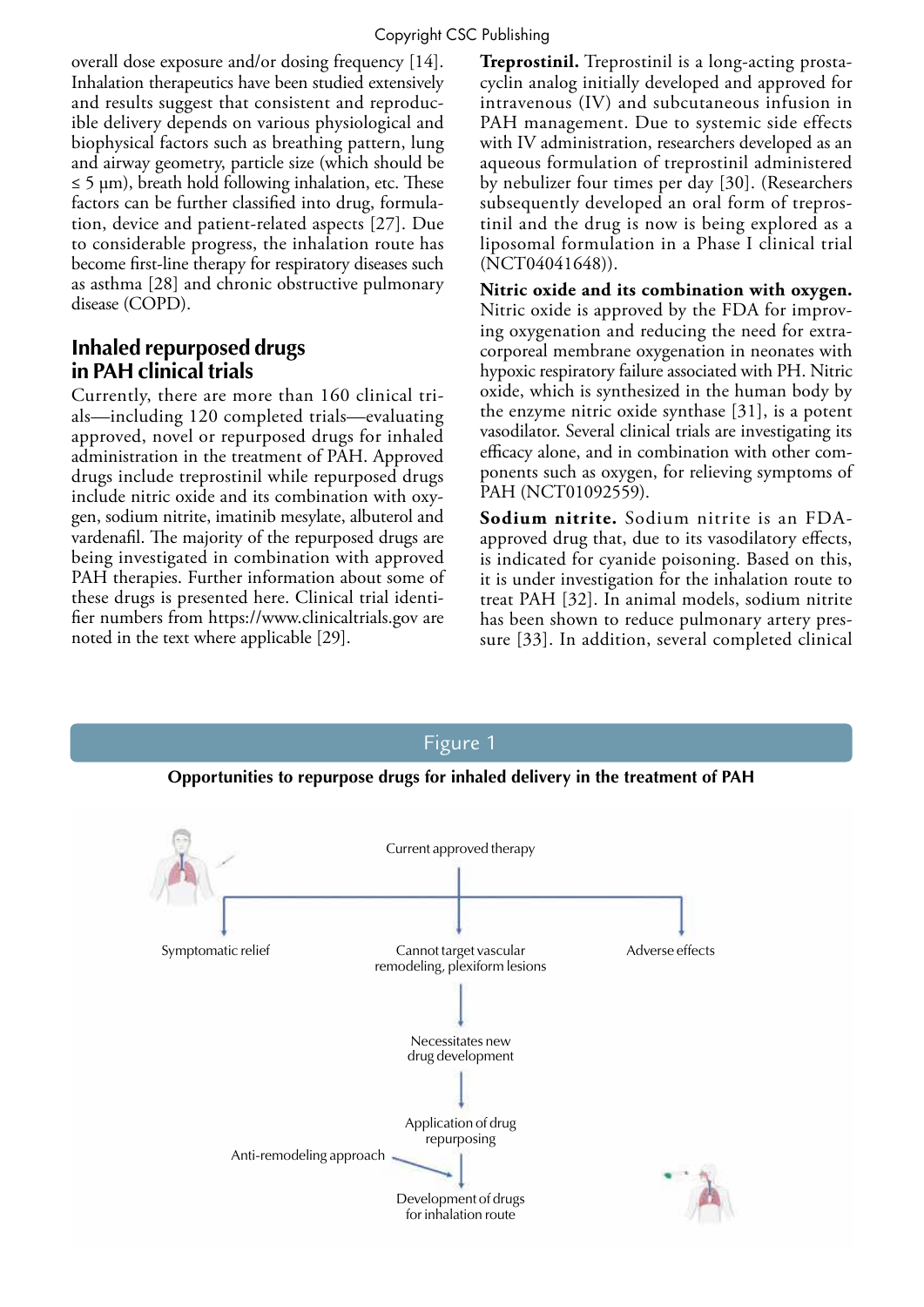overall dose exposure and/or dosing frequency [14]. Inhalation therapeutics have been studied extensively and results suggest that consistent and reproducible delivery depends on various physiological and biophysical factors such as breathing pattern, lung and airway geometry, particle size (which should be ≤ 5 µm), breath hold following inhalation, etc. These factors can be further classified into drug, formulation, device and patient-related aspects [27]. Due to considerable progress, the inhalation route has become first-line therapy for respiratory diseases such as asthma [28] and chronic obstructive pulmonary disease (COPD).

## Inhaled repurposed drugs in PAH clinical trials

Currently, there are more than 160 clinical trials—including 120 completed trials—evaluating approved, novel or repurposed drugs for inhaled administration in the treatment of PAH. Approved drugs include treprostinil while repurposed drugs include nitric oxide and its combination with oxygen, sodium nitrite, imatinib mesylate, albuterol and vardenafil. The majority of the repurposed drugs are being investigated in combination with approved PAH therapies. Further information about some of these drugs is presented here. Clinical trial identifier numbers from https://www.clinicaltrials.gov are noted in the text where applicable [29].

**Treprostinil.** Treprostinil is a long-acting prostacyclin analog initially developed and approved for intravenous (IV) and subcutaneous infusion in PAH management. Due to systemic side effects with IV administration, researchers developed as an aqueous formulation of treprostinil administered by nebulizer four times per day [30]. (Researchers subsequently developed an oral form of treprostinil and the drug is now is being explored as a liposomal formulation in a Phase I clinical trial (NCT04041648)).

**Nitric oxide and its combination with oxygen.** Nitric oxide is approved by the FDA for improving oxygenation and reducing the need for extracorporeal membrane oxygenation in neonates with hypoxic respiratory failure associated with PH. Nitric oxide, which is synthesized in the human body by the enzyme nitric oxide synthase [31], is a potent vasodilator. Several clinical trials are investigating its efficacy alone, and in combination with other components such as oxygen, for relieving symptoms of PAH (NCT01092559).

**Sodium nitrite.** Sodium nitrite is an FDA-approved drug that, due to its vasodilatory effects, is indicated for cyanide poisoning. Based on this, it is under investigation for the inhalation route to treat PAH [32]. In animal models, sodium nitrite has been shown to reduce pulmonary artery pressure [33]. In addition, several completed clinical

Figure 1

**Opportunities to repurpose drugs for inhaled delivery in the treatment of PAH**

Current approved therapy → Symptomatic relief; Cannot target vascular remodeling, plexiform lesions; Adverse effects

Cannot target vascular remodeling, plexiform lesions → Necessitates new drug development → Application of drug repurposing → Development of drugs for inhalation route (← Anti-remodeling approach)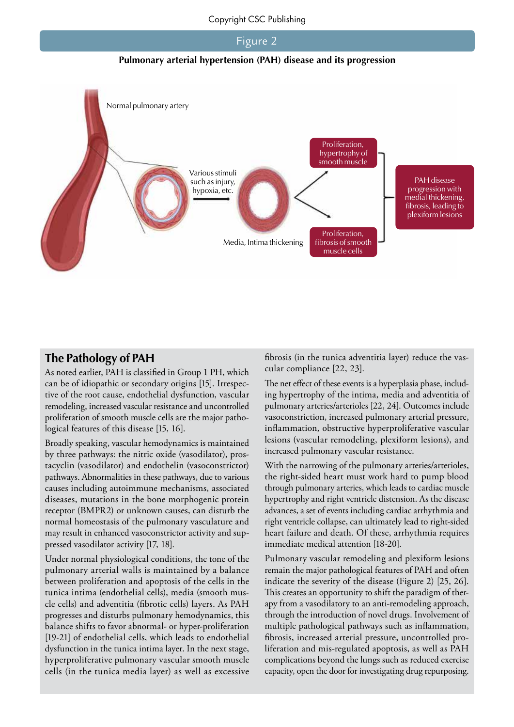**Figure 2**

**Pulmonary arterial hypertension (PAH) disease and its progression**

## The Pathology of PAH

As noted earlier, PAH is classified in Group 1 PH, which can be of idiopathic or secondary origins [15]. Irrespective of the root cause, endothelial dysfunction, vascular remodeling, increased vascular resistance and uncontrolled proliferation of smooth muscle cells are the major pathological features of this disease [15, 16].

Broadly speaking, vascular hemodynamics is maintained by three pathways: the nitric oxide (vasodilator), prostacyclin (vasodilator) and endothelin (vasoconstrictor) pathways. Abnormalities in these pathways, due to various causes including autoimmune mechanisms, associated diseases, mutations in the bone morphogenic protein receptor (BMPR2) or unknown causes, can disturb the normal homeostasis of the pulmonary vasculature and may result in enhanced vasoconstrictor activity and suppressed vasodilator activity [17, 18].

Under normal physiological conditions, the tone of the pulmonary arterial walls is maintained by a balance between proliferation and apoptosis of the cells in the tunica intima (endothelial cells), media (smooth muscle cells) and adventitia (fibrotic cells) layers. As PAH progresses and disturbs pulmonary hemodynamics, this balance shifts to favor abnormal- or hyper-proliferation [19-21] of endothelial cells, which leads to endothelial dysfunction in the tunica intima layer. In the next stage, hyperproliferative pulmonary vascular smooth muscle cells (in the tunica media layer) as well as excessive fibrosis (in the tunica adventitia layer) reduce the vascular compliance [22, 23].

The net effect of these events is a hyperplasia phase, including hypertrophy of the intima, media and adventitia of pulmonary arteries/arterioles [22, 24]. Outcomes include vasoconstriction, increased pulmonary arterial pressure, inflammation, obstructive hyperproliferative vascular lesions (vascular remodeling, plexiform lesions), and increased pulmonary vascular resistance.

With the narrowing of the pulmonary arteries/arterioles, the right-sided heart must work hard to pump blood through pulmonary arteries, which leads to cardiac muscle hypertrophy and right ventricle distension. As the disease advances, a set of events including cardiac arrhythmia and right ventricle collapse, can ultimately lead to right-sided heart failure and death. Of these, arrhythmia requires immediate medical attention [18-20].

Pulmonary vascular remodeling and plexiform lesions remain the major pathological features of PAH and often indicate the severity of the disease (Figure 2) [25, 26]. This creates an opportunity to shift the paradigm of therapy from a vasodilatory to an anti-remodeling approach, through the introduction of novel drugs. Involvement of multiple pathological pathways such as inflammation, fibrosis, increased arterial pressure, uncontrolled proliferation and mis-regulated apoptosis, as well as PAH complications beyond the lungs such as reduced exercise capacity, open the door for investigating drug repurposing.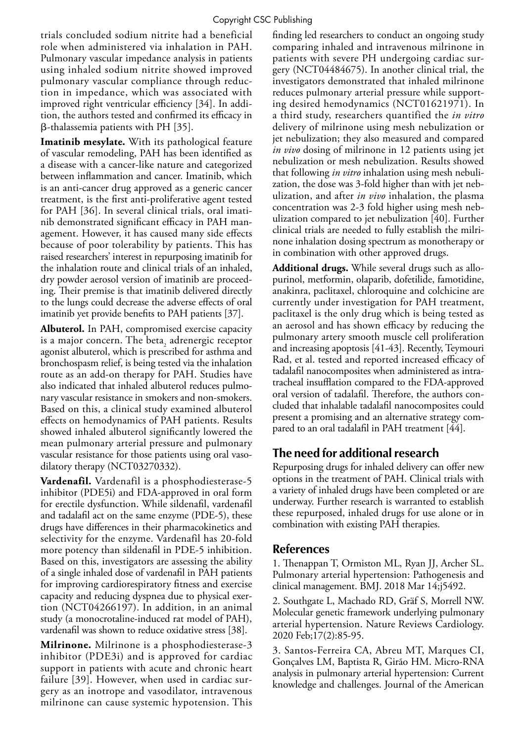trials concluded sodium nitrite had a beneficial role when administered via inhalation in PAH. Pulmonary vascular impedance analysis in patients using inhaled sodium nitrite showed improved pulmonary vascular compliance through reduction in impedance, which was associated with improved right ventricular efficiency [34]. In addition, the authors tested and confirmed its efficacy in β-thalassemia patients with PH [35].

**Imatinib mesylate.** With its pathological feature of vascular remodeling, PAH has been identified as a disease with a cancer-like nature and categorized between inflammation and cancer. Imatinib, which is an anti-cancer drug approved as a generic cancer treatment, is the first anti-proliferative agent tested for PAH [36]. In several clinical trials, oral imatinib demonstrated significant efficacy in PAH management. However, it has caused many side effects because of poor tolerability by patients. This has raised researchers' interest in repurposing imatinib for the inhalation route and clinical trials of an inhaled, dry powder aerosol version of imatinib are proceeding. Their premise is that imatinib delivered directly to the lungs could decrease the adverse effects of oral imatinib yet provide benefits to PAH patients [37].

**Albuterol.** In PAH, compromised exercise capacity is a major concern. The $beta_2$ adrenergic receptor agonist albuterol, which is prescribed for asthma and bronchospasm relief, is being tested via the inhalation route as an add-on therapy for PAH. Studies have also indicated that inhaled albuterol reduces pulmonary vascular resistance in smokers and non-smokers. Based on this, a clinical study examined albuterol effects on hemodynamics of PAH patients. Results showed inhaled albuterol significantly lowered the mean pulmonary arterial pressure and pulmonary vascular resistance for those patients using oral vasodilatory therapy (NCT03270332).

**Vardenafil.** Vardenafil is a phosphodiesterase-5 inhibitor (PDE5i) and FDA-approved in oral form for erectile dysfunction. While sildenafil, vardenafil and tadalafil act on the same enzyme (PDE-5), these drugs have differences in their pharmacokinetics and selectivity for the enzyme. Vardenafil has 20-fold more potency than sildenafil in PDE-5 inhibition. Based on this, investigators are assessing the ability of a single inhaled dose of vardenafil in PAH patients for improving cardiorespiratory fitness and exercise capacity and reducing dyspnea due to physical exertion (NCT04266197). In addition, in an animal study (a monocrotaline-induced rat model of PAH), vardenafil was shown to reduce oxidative stress [38].

**Milrinone.** Milrinone is a phosphodiesterase-3 inhibitor (PDE3i) and is approved for cardiac support in patients with acute and chronic heart failure [39]. However, when used in cardiac surgery as an inotrope and vasodilator, intravenous milrinone can cause systemic hypotension. This finding led researchers to conduct an ongoing study comparing inhaled and intravenous milrinone in patients with severe PH undergoing cardiac surgery (NCT04484675). In another clinical trial, the investigators demonstrated that inhaled milrinone reduces pulmonary arterial pressure while supporting desired hemodynamics (NCT01621971). In a third study, researchers quantified the *in vitro* delivery of milrinone using mesh nebulization or jet nebulization; they also measured and compared *in vivo* dosing of milrinone in 12 patients using jet nebulization or mesh nebulization. Results showed that following *in vitro* inhalation using mesh nebulization, the dose was 3-fold higher than with jet nebulization, and after *in vivo* inhalation, the plasma concentration was 2-3 fold higher using mesh nebulization compared to jet nebulization [40]. Further clinical trials are needed to fully establish the milrinone inhalation dosing spectrum as monotherapy or in combination with other approved drugs.

**Additional drugs.** While several drugs such as allopurinol, metformin, olaparib, dofetilide, famotidine, anakinra, paclitaxel, chloroquine and colchicine are currently under investigation for PAH treatment, paclitaxel is the only drug which is being tested as an aerosol and has shown efficacy by reducing the pulmonary artery smooth muscle cell proliferation and increasing apoptosis [41-43]. Recently, Teymouri Rad, et al. tested and reported increased efficacy of tadalafil nanocomposites when administered as intratracheal insufflation compared to the FDA-approved oral version of tadalafil. Therefore, the authors concluded that inhalable tadalafil nanocomposites could present a promising and an alternative strategy compared to an oral tadalafil in PAH treatment [44].

## The need for additional research

Repurposing drugs for inhaled delivery can offer new options in the treatment of PAH. Clinical trials with a variety of inhaled drugs have been completed or are underway. Further research is warranted to establish these repurposed, inhaled drugs for use alone or in combination with existing PAH therapies.

## References

1. Thenappan T, Ormiston ML, Ryan JJ, Archer SL. Pulmonary arterial hypertension: Pathogenesis and clinical management. BMJ. 2018 Mar 14;j5492.

2. Southgate L, Machado RD, Gräf S, Morrell NW. Molecular genetic framework underlying pulmonary arterial hypertension. Nature Reviews Cardiology. 2020 Feb;17(2):85-95.

3. Santos-Ferreira CA, Abreu MT, Marques CI, Gonçalves LM, Baptista R, Girão HM. Micro-RNA analysis in pulmonary arterial hypertension: Current knowledge and challenges. Journal of the American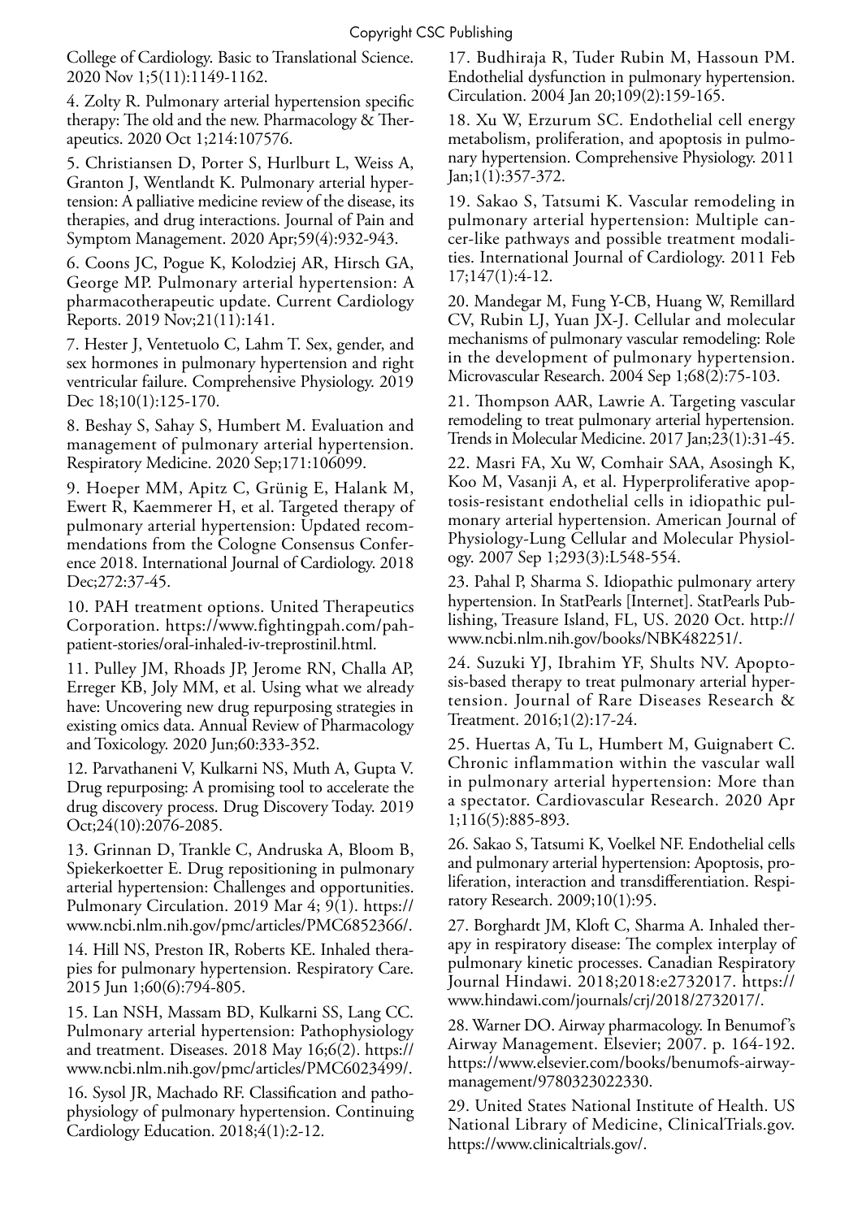College of Cardiology. Basic to Translational Science. 2020 Nov 1;5(11):1149-1162.

4. Zolty R. Pulmonary arterial hypertension specific therapy: The old and the new. Pharmacology & Therapeutics. 2020 Oct 1;214:107576.

5. Christiansen D, Porter S, Hurlburt L, Weiss A, Granton J, Wentlandt K. Pulmonary arterial hypertension: A palliative medicine review of the disease, its therapies, and drug interactions. Journal of Pain and Symptom Management. 2020 Apr;59(4):932-943.

6. Coons JC, Pogue K, Kolodziej AR, Hirsch GA, George MP. Pulmonary arterial hypertension: A pharmacotherapeutic update. Current Cardiology Reports. 2019 Nov;21(11):141.

7. Hester J, Ventetuolo C, Lahm T. Sex, gender, and sex hormones in pulmonary hypertension and right ventricular failure. Comprehensive Physiology. 2019 Dec 18;10(1):125-170.

8. Beshay S, Sahay S, Humbert M. Evaluation and management of pulmonary arterial hypertension. Respiratory Medicine. 2020 Sep;171:106099.

9. Hoeper MM, Apitz C, Grünig E, Halank M, Ewert R, Kaemmerer H, et al. Targeted therapy of pulmonary arterial hypertension: Updated recommendations from the Cologne Consensus Conference 2018. International Journal of Cardiology. 2018 Dec;272:37-45.

10. PAH treatment options. United Therapeutics Corporation. https://www.fightingpah.com/pah-patient-stories/oral-inhaled-iv-treprostinil.html.

11. Pulley JM, Rhoads JP, Jerome RN, Challa AP, Erreger KB, Joly MM, et al. Using what we already have: Uncovering new drug repurposing strategies in existing omics data. Annual Review of Pharmacology and Toxicology. 2020 Jun;60:333-352.

12. Parvathaneni V, Kulkarni NS, Muth A, Gupta V. Drug repurposing: A promising tool to accelerate the drug discovery process. Drug Discovery Today. 2019 Oct;24(10):2076-2085.

13. Grinnan D, Trankle C, Andruska A, Bloom B, Spiekerkoetter E. Drug repositioning in pulmonary arterial hypertension: Challenges and opportunities. Pulmonary Circulation. 2019 Mar 4; 9(1). https://www.ncbi.nlm.nih.gov/pmc/articles/PMC6852366/.

14. Hill NS, Preston IR, Roberts KE. Inhaled therapies for pulmonary hypertension. Respiratory Care. 2015 Jun 1;60(6):794-805.

15. Lan NSH, Massam BD, Kulkarni SS, Lang CC. Pulmonary arterial hypertension: Pathophysiology and treatment. Diseases. 2018 May 16;6(2). https://www.ncbi.nlm.nih.gov/pmc/articles/PMC6023499/.

16. Sysol JR, Machado RF. Classification and pathophysiology of pulmonary hypertension. Continuing Cardiology Education. 2018;4(1):2-12.

17. Budhiraja R, Tuder Rubin M, Hassoun PM. Endothelial dysfunction in pulmonary hypertension. Circulation. 2004 Jan 20;109(2):159-165.

18. Xu W, Erzurum SC. Endothelial cell energy metabolism, proliferation, and apoptosis in pulmonary hypertension. Comprehensive Physiology. 2011 Jan;1(1):357-372.

19. Sakao S, Tatsumi K. Vascular remodeling in pulmonary arterial hypertension: Multiple cancer-like pathways and possible treatment modalities. International Journal of Cardiology. 2011 Feb 17;147(1):4-12.

20. Mandegar M, Fung Y-CB, Huang W, Remillard CV, Rubin LJ, Yuan JX-J. Cellular and molecular mechanisms of pulmonary vascular remodeling: Role in the development of pulmonary hypertension. Microvascular Research. 2004 Sep 1;68(2):75-103.

21. Thompson AAR, Lawrie A. Targeting vascular remodeling to treat pulmonary arterial hypertension. Trends in Molecular Medicine. 2017 Jan;23(1):31-45.

22. Masri FA, Xu W, Comhair SAA, Asosingh K, Koo M, Vasanji A, et al. Hyperproliferative apoptosis-resistant endothelial cells in idiopathic pulmonary arterial hypertension. American Journal of Physiology-Lung Cellular and Molecular Physiology. 2007 Sep 1;293(3):L548-554.

23. Pahal P, Sharma S. Idiopathic pulmonary artery hypertension. In StatPearls [Internet]. StatPearls Publishing, Treasure Island, FL, US. 2020 Oct. http://www.ncbi.nlm.nih.gov/books/NBK482251/.

24. Suzuki YJ, Ibrahim YF, Shults NV. Apoptosis-based therapy to treat pulmonary arterial hypertension. Journal of Rare Diseases Research & Treatment. 2016;1(2):17-24.

25. Huertas A, Tu L, Humbert M, Guignabert C. Chronic inflammation within the vascular wall in pulmonary arterial hypertension: More than a spectator. Cardiovascular Research. 2020 Apr 1;116(5):885-893.

26. Sakao S, Tatsumi K, Voelkel NF. Endothelial cells and pulmonary arterial hypertension: Apoptosis, proliferation, interaction and transdifferentiation. Respiratory Research. 2009;10(1):95.

27. Borghardt JM, Kloft C, Sharma A. Inhaled therapy in respiratory disease: The complex interplay of pulmonary kinetic processes. Canadian Respiratory Journal Hindawi. 2018;2018:e2732017. https://www.hindawi.com/journals/crj/2018/2732017/.

28. Warner DO. Airway pharmacology. In Benumof's Airway Management. Elsevier; 2007. p. 164-192. https://www.elsevier.com/books/benumofs-airway-management/9780323022330.

29. United States National Institute of Health. US National Library of Medicine, ClinicalTrials.gov. https://www.clinicaltrials.gov/.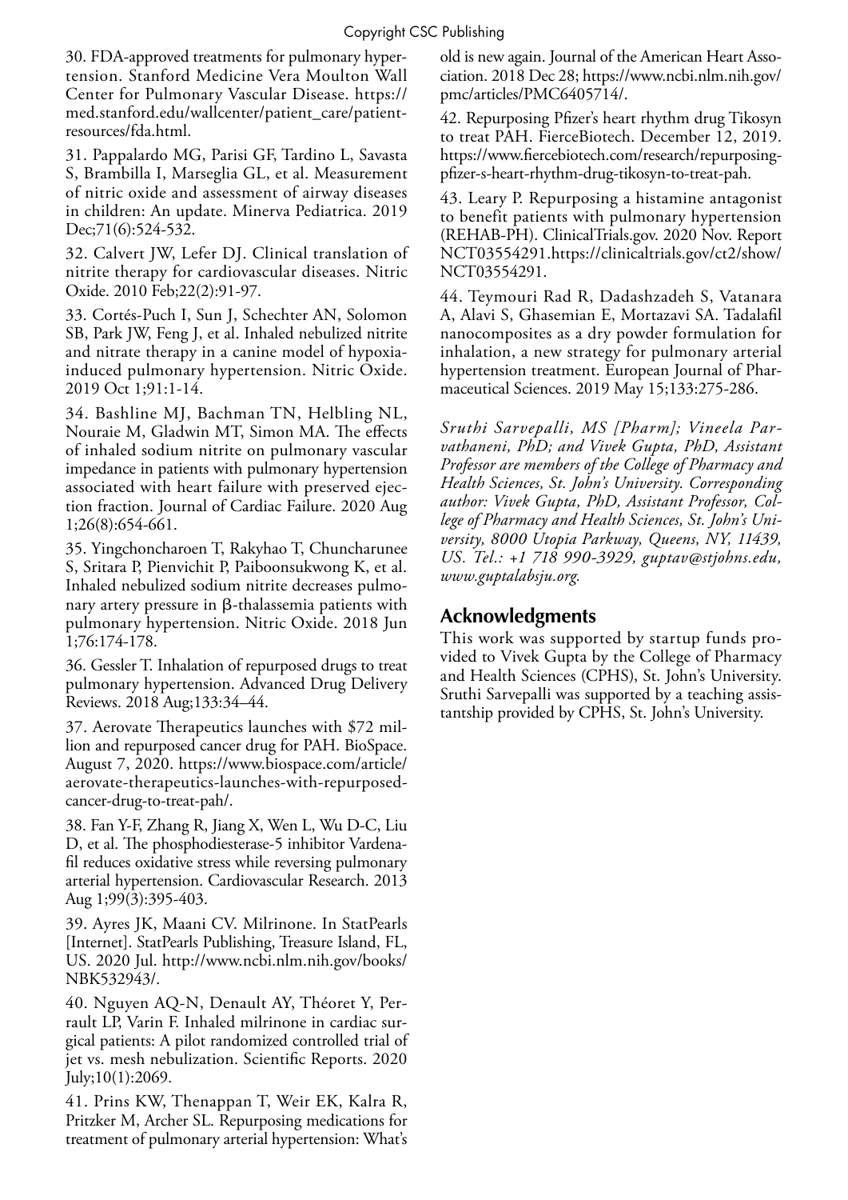30. FDA-approved treatments for pulmonary hypertension. Stanford Medicine Vera Moulton Wall Center for Pulmonary Vascular Disease. https://med.stanford.edu/wallcenter/patient_care/patient-resources/fda.html.

31. Pappalardo MG, Parisi GF, Tardino L, Savasta S, Brambilla I, Marseglia GL, et al. Measurement of nitric oxide and assessment of airway diseases in children: An update. Minerva Pediatrica. 2019 Dec;71(6):524-532.

32. Calvert JW, Lefer DJ. Clinical translation of nitrite therapy for cardiovascular diseases. Nitric Oxide. 2010 Feb;22(2):91-97.

33. Cortés-Puch I, Sun J, Schechter AN, Solomon SB, Park JW, Feng J, et al. Inhaled nebulized nitrite and nitrate therapy in a canine model of hypoxia-induced pulmonary hypertension. Nitric Oxide. 2019 Oct 1;91:1-14.

34. Bashline MJ, Bachman TN, Helbling NL, Nouraie M, Gladwin MT, Simon MA. The effects of inhaled sodium nitrite on pulmonary vascular impedance in patients with pulmonary hypertension associated with heart failure with preserved ejection fraction. Journal of Cardiac Failure. 2020 Aug 1;26(8):654-661.

35. Yingchoncharoen T, Rakyhao T, Chuncharunee S, Sritara P, Pienvichit P, Paiboonsukwong K, et al. Inhaled nebulized sodium nitrite decreases pulmonary artery pressure in β-thalassemia patients with pulmonary hypertension. Nitric Oxide. 2018 Jun 1;76:174-178.

36. Gessler T. Inhalation of repurposed drugs to treat pulmonary hypertension. Advanced Drug Delivery Reviews. 2018 Aug;133:34–44.

37. Aerovate Therapeutics launches with $72 million and repurposed cancer drug for PAH. BioSpace. August 7, 2020. https://www.biospace.com/article/aerovate-therapeutics-launches-with-repurposed-cancer-drug-to-treat-pah/.

38. Fan Y-F, Zhang R, Jiang X, Wen L, Wu D-C, Liu D, et al. The phosphodiesterase-5 inhibitor Vardenafil reduces oxidative stress while reversing pulmonary arterial hypertension. Cardiovascular Research. 2013 Aug 1;99(3):395-403.

39. Ayres JK, Maani CV. Milrinone. In StatPearls [Internet]. StatPearls Publishing, Treasure Island, FL, US. 2020 Jul. http://www.ncbi.nlm.nih.gov/books/NBK532943/.

40. Nguyen AQ-N, Denault AY, Théoret Y, Perrault LP, Varin F. Inhaled milrinone in cardiac surgical patients: A pilot randomized controlled trial of jet vs. mesh nebulization. Scientific Reports. 2020 July;10(1):2069.

41. Prins KW, Thenappan T, Weir EK, Kalra R, Pritzker M, Archer SL. Repurposing medications for treatment of pulmonary arterial hypertension: What's old is new again. Journal of the American Heart Association. 2018 Dec 28; https://www.ncbi.nlm.nih.gov/pmc/articles/PMC6405714/.

42. Repurposing Pfizer's heart rhythm drug Tikosyn to treat PAH. FierceBiotech. December 12, 2019. https://www.fiercebiotech.com/research/repurposing-pfizer-s-heart-rhythm-drug-tikosyn-to-treat-pah.

43. Leary P. Repurposing a histamine antagonist to benefit patients with pulmonary hypertension (REHAB-PH). ClinicalTrials.gov. 2020 Nov. Report NCT03554291.https://clinicaltrials.gov/ct2/show/NCT03554291.

44. Teymouri Rad R, Dadashzadeh S, Vatanara A, Alavi S, Ghasemian E, Mortazavi SA. Tadalafil nanocomposites as a dry powder formulation for inhalation, a new strategy for pulmonary arterial hypertension treatment. European Journal of Pharmaceutical Sciences. 2019 May 15;133:275-286.

*Sruthi Sarvepalli, MS [Pharm]; Vineela Parvathaneni, PhD; and Vivek Gupta, PhD, Assistant Professor are members of the College of Pharmacy and Health Sciences, St. John's University. Corresponding author: Vivek Gupta, PhD, Assistant Professor, College of Pharmacy and Health Sciences, St. John's University, 8000 Utopia Parkway, Queens, NY, 11439, US. Tel.: +1 718 990-3929, guptav@stjohns.edu, www.guptalabsju.org.*

## Acknowledgments

This work was supported by startup funds provided to Vivek Gupta by the College of Pharmacy and Health Sciences (CPHS), St. John's University. Sruthi Sarvepalli was supported by a teaching assistantship provided by CPHS, St. John's University.